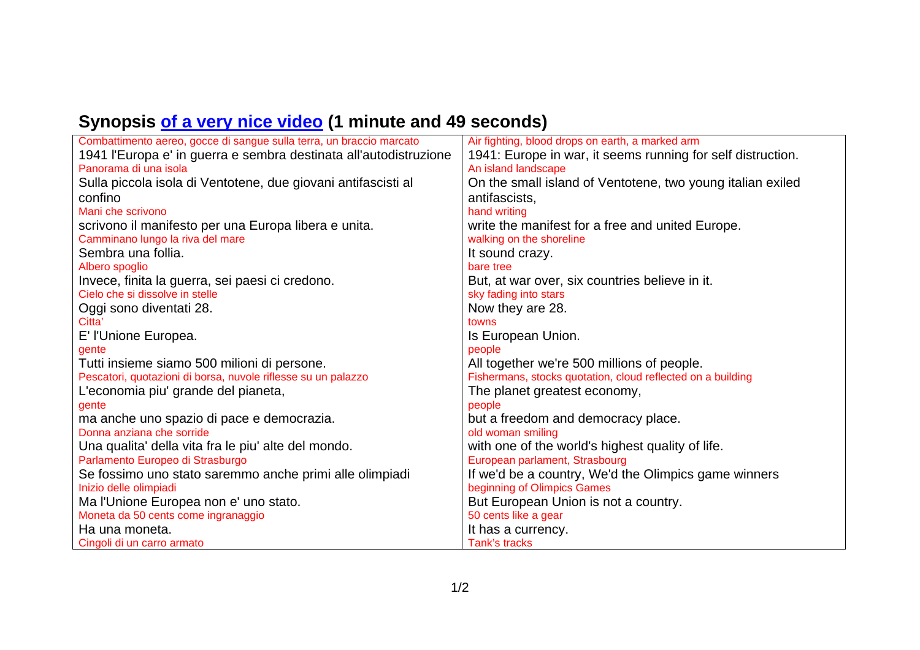# Synopsis [of a very nice video](#) (1 minute and 49 seconds)

| Combattimento aereo, gocce di sangue sulla terra, un braccio marcato | Air fighting, blood drops on earth, a marked arm |
|---|---|
| 1941 l'Europa e' in guerra e sembra destinata all'autodistruzione | 1941: Europe in war, it seems running for self distruction. |
| Panorama di una isola | An island landscape |
| Sulla piccola isola di Ventotene, due giovani antifascisti al confino | On the small island of Ventotene, two young italian exiled antifascists, |
| Mani che scrivono | hand writing |
| scrivono il manifesto per una Europa libera e unita. | write the manifest for a free and united Europe. |
| Camminano lungo la riva del mare | walking on the shoreline |
| Sembra una follia. | It sound crazy. |
| Albero spoglio | bare tree |
| Invece, finita la guerra, sei paesi ci credono. | But, at war over, six countries believe in it. |
| Cielo che si dissolve in stelle | sky fading into stars |
| Oggi sono diventati 28. | Now they are 28. |
| Citta' | towns |
| E' l'Unione Europea. | Is European Union. |
| gente | people |
| Tutti insieme siamo 500 milioni di persone. | All together we're 500 millions of people. |
| Pescatori, quotazioni di borsa, nuvole riflesse su un palazzo | Fishermans, stocks quotation, cloud reflected on a building |
| L'economia piu' grande del pianeta, | The planet greatest economy, |
| gente | people |
| ma anche uno spazio di pace e democrazia. | but a freedom and democracy place. |
| Donna anziana che sorride | old woman smiling |
| Una qualita' della vita fra le piu' alte del mondo. | with one of the world's highest quality of life. |
| Parlamento Europeo di Strasburgo | European parlament, Strasbourg |
| Se fossimo uno stato saremmo anche primi alle olimpiadi | If we'd be a country, We'd the Olimpics game winners |
| Inizio delle olimpiadi | beginning of Olimpics Games |
| Ma l'Unione Europea non e' uno stato. | But European Union is not a country. |
| Moneta da 50 cents come ingranaggio | 50 cents like a gear |
| Ha una moneta. | It has a currency. |
| Cingoli di un carro armato | Tank's tracks |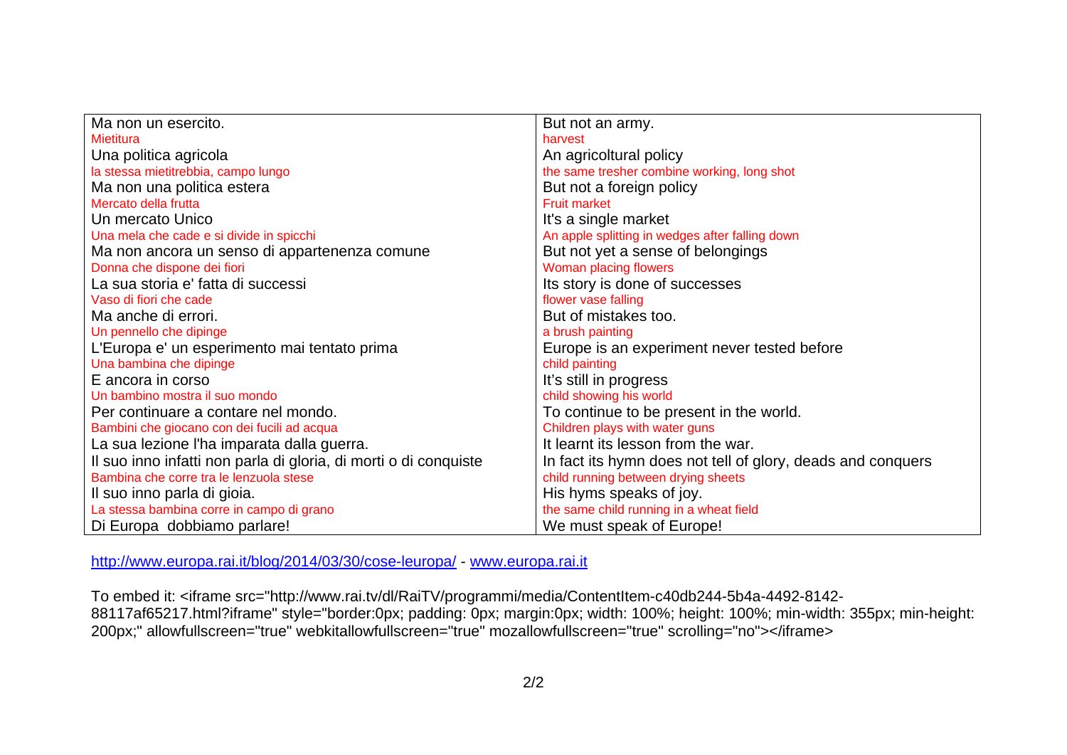| | |
|---|---|
| Ma non un esercito. | But not an army. |
| Mietitura | harvest |
| Una politica agricola | An agricoltural policy |
| la stessa mietitrebbia, campo lungo | the same tresher combine working, long shot |
| Ma non una politica estera | But not a foreign policy |
| Mercato della frutta | Fruit market |
| Un mercato Unico | It's a single market |
| Una mela che cade e si divide in spicchi | An apple splitting in wedges after falling down |
| Ma non ancora un senso di appartenenza comune | But not yet a sense of belongings |
| Donna che dispone dei fiori | Woman placing flowers |
| La sua storia e' fatta di successi | Its story is done of successes |
| Vaso di fiori che cade | flower vase falling |
| Ma anche di errori. | But of mistakes too. |
| Un pennello che dipinge | a brush painting |
| L'Europa e' un esperimento mai tentato prima | Europe is an experiment never tested before |
| Una bambina che dipinge | child painting |
| E ancora in corso | It's still in progress |
| Un bambino mostra il suo mondo | child showing his world |
| Per continuare a contare nel mondo. | To continue to be present in the world. |
| Bambini che giocano con dei fucili ad acqua | Children plays with water guns |
| La sua lezione l'ha imparata dalla guerra. | It learnt its lesson from the war. |
| Il suo inno infatti non parla di gloria, di morti o di conquiste | In fact its hymn does not tell of glory, deads and conquers |
| Bambina che corre tra le lenzuola stese | child running between drying sheets |
| Il suo inno parla di gioia. | His hyms speaks of joy. |
| La stessa bambina corre in campo di grano | the same child running in a wheat field |
| Di Europa dobbiamo parlare! | We must speak of Europe! |

http://www.europa.rai.it/blog/2014/03/30/cose-leuropa/ - www.europa.rai.it

To embed it: <iframe src="http://www.rai.tv/dl/RaiTV/programmi/media/ContentItem-c40db244-5b4a-4492-8142-88117af65217.html?iframe" style="border:0px; padding: 0px; margin:0px; width: 100%; height: 100%; min-width: 355px; min-height: 200px;" allowfullscreen="true" webkitallowfullscreen="true" mozallowfullscreen="true" scrolling="no"></iframe>